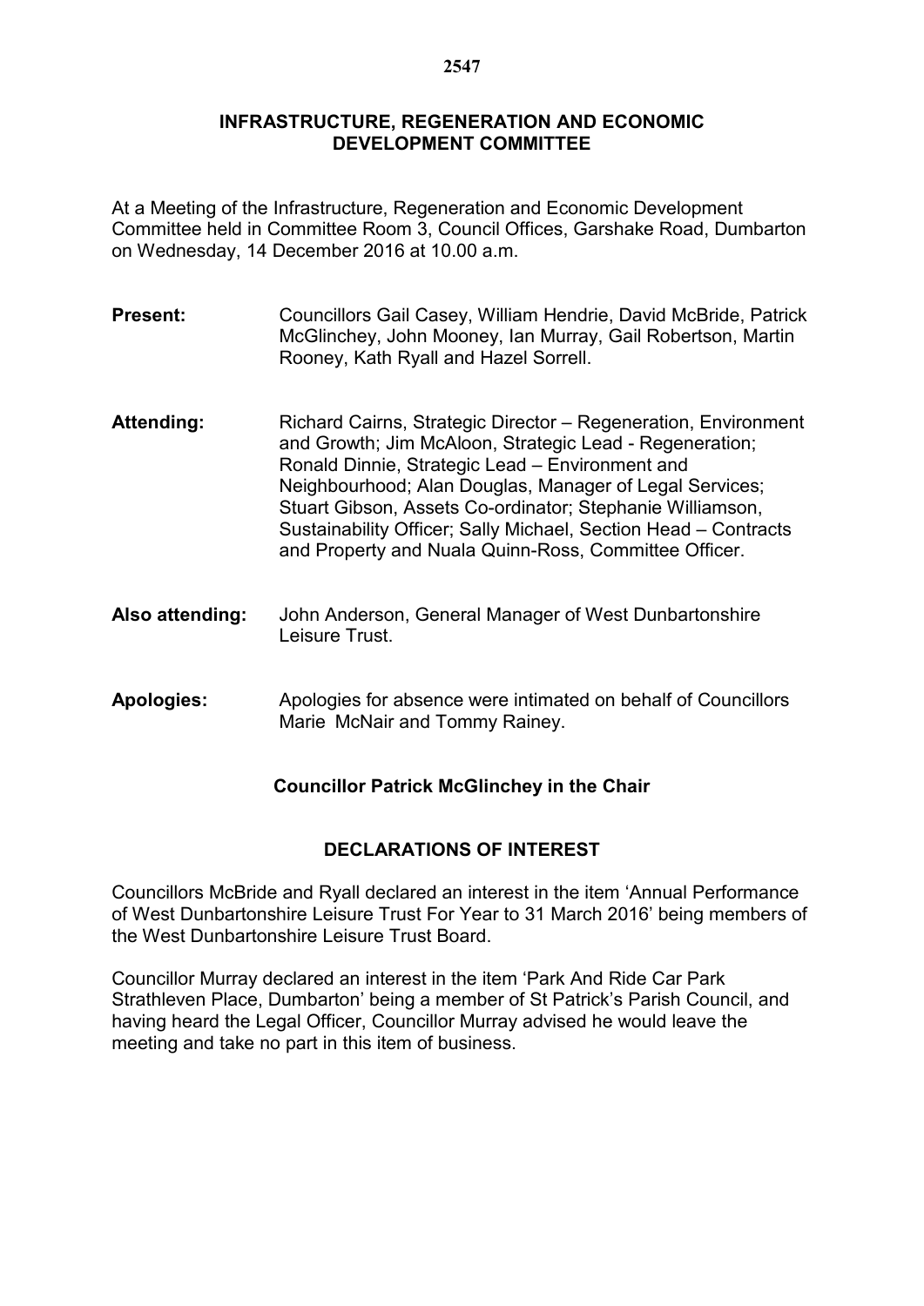# INFRASTRUCTURE, REGENERATION AND ECONOMIC DEVELOPMENT COMMITTEE

At a Meeting of the Infrastructure, Regeneration and Economic Development Committee held in Committee Room 3, Council Offices, Garshake Road, Dumbarton on Wednesday, 14 December 2016 at 10.00 a.m.

**Present:** Councillors Gail Casey, William Hendrie, David McBride, Patrick McGlinchey, John Mooney, Ian Murray, Gail Robertson, Martin Rooney, Kath Ryall and Hazel Sorrell.

**Attending:** Richard Cairns, Strategic Director – Regeneration, Environment and Growth; Jim McAloon, Strategic Lead - Regeneration; Ronald Dinnie, Strategic Lead – Environment and Neighbourhood; Alan Douglas, Manager of Legal Services; Stuart Gibson, Assets Co-ordinator; Stephanie Williamson, Sustainability Officer; Sally Michael, Section Head – Contracts and Property and Nuala Quinn-Ross, Committee Officer.

**Also attending:** John Anderson, General Manager of West Dunbartonshire Leisure Trust.

**Apologies:** Apologies for absence were intimated on behalf of Councillors Marie McNair and Tommy Rainey.

**Councillor Patrick McGlinchey in the Chair**

## DECLARATIONS OF INTEREST

Councillors McBride and Ryall declared an interest in the item 'Annual Performance of West Dunbartonshire Leisure Trust For Year to 31 March 2016' being members of the West Dunbartonshire Leisure Trust Board.

Councillor Murray declared an interest in the item 'Park And Ride Car Park Strathleven Place, Dumbarton' being a member of St Patrick's Parish Council, and having heard the Legal Officer, Councillor Murray advised he would leave the meeting and take no part in this item of business.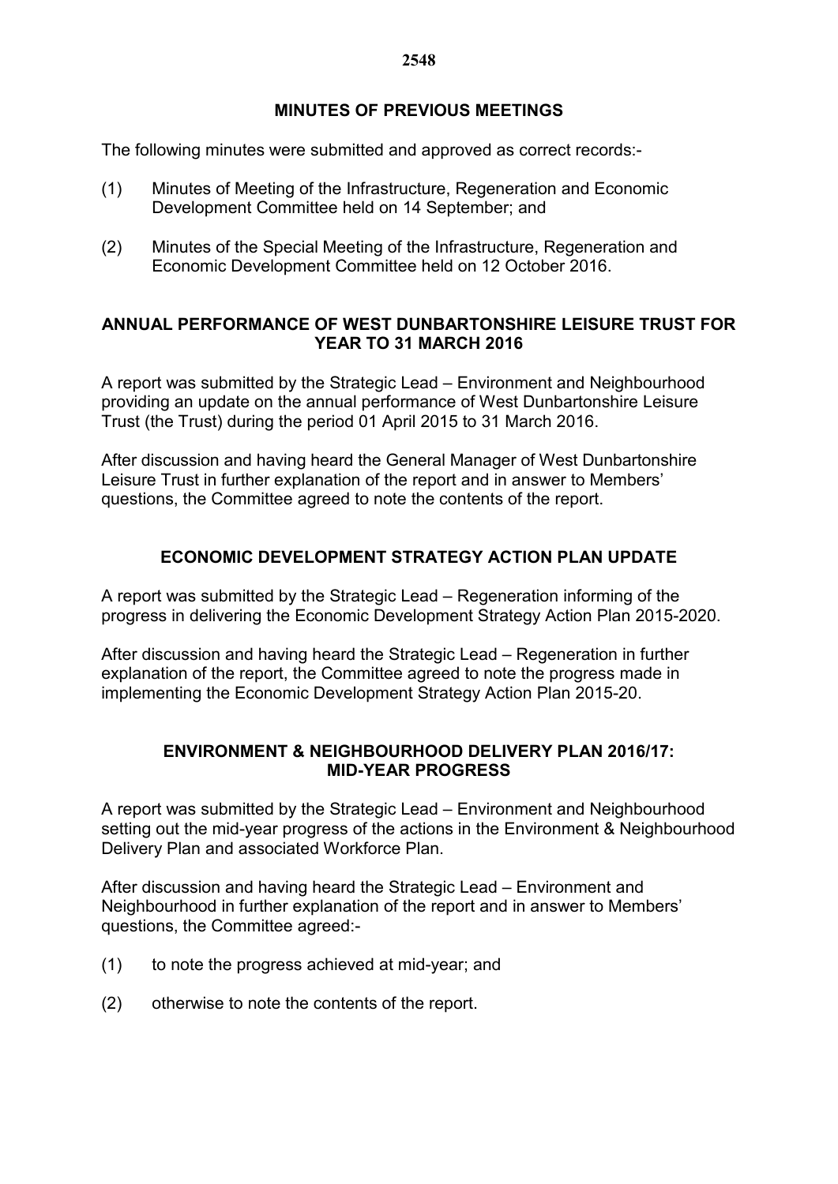## MINUTES OF PREVIOUS MEETINGS

The following minutes were submitted and approved as correct records:-

(1) Minutes of Meeting of the Infrastructure, Regeneration and Economic Development Committee held on 14 September; and

(2) Minutes of the Special Meeting of the Infrastructure, Regeneration and Economic Development Committee held on 12 October 2016.

## ANNUAL PERFORMANCE OF WEST DUNBARTONSHIRE LEISURE TRUST FOR YEAR TO 31 MARCH 2016

A report was submitted by the Strategic Lead – Environment and Neighbourhood providing an update on the annual performance of West Dunbartonshire Leisure Trust (the Trust) during the period 01 April 2015 to 31 March 2016.

After discussion and having heard the General Manager of West Dunbartonshire Leisure Trust in further explanation of the report and in answer to Members' questions, the Committee agreed to note the contents of the report.

## ECONOMIC DEVELOPMENT STRATEGY ACTION PLAN UPDATE

A report was submitted by the Strategic Lead – Regeneration informing of the progress in delivering the Economic Development Strategy Action Plan 2015-2020.

After discussion and having heard the Strategic Lead – Regeneration in further explanation of the report, the Committee agreed to note the progress made in implementing the Economic Development Strategy Action Plan 2015-20.

## ENVIRONMENT & NEIGHBOURHOOD DELIVERY PLAN 2016/17: MID-YEAR PROGRESS

A report was submitted by the Strategic Lead – Environment and Neighbourhood setting out the mid-year progress of the actions in the Environment & Neighbourhood Delivery Plan and associated Workforce Plan.

After discussion and having heard the Strategic Lead – Environment and Neighbourhood in further explanation of the report and in answer to Members' questions, the Committee agreed:-

(1) to note the progress achieved at mid-year; and

(2) otherwise to note the contents of the report.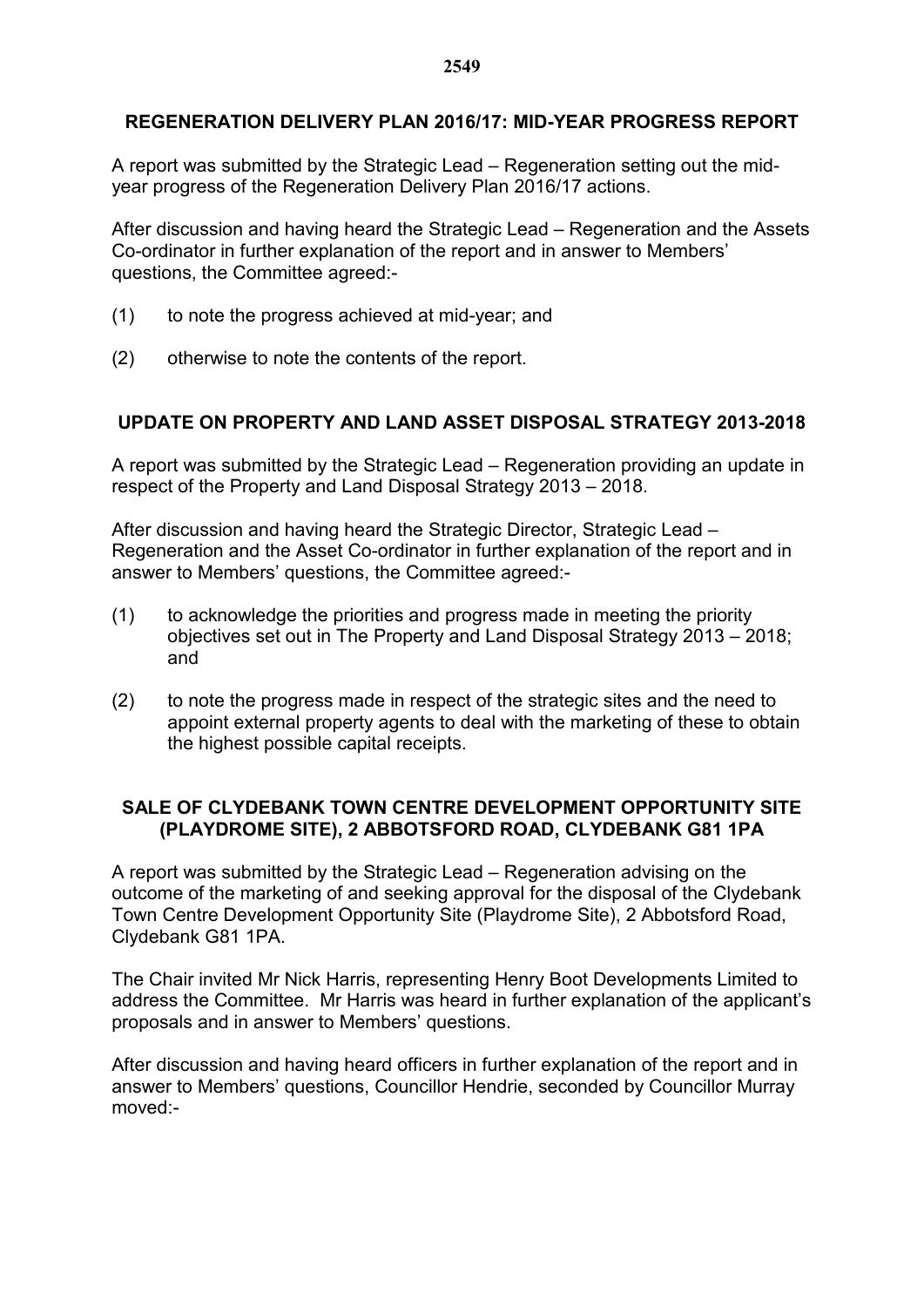## REGENERATION DELIVERY PLAN 2016/17: MID-YEAR PROGRESS REPORT

A report was submitted by the Strategic Lead – Regeneration setting out the mid-year progress of the Regeneration Delivery Plan 2016/17 actions.

After discussion and having heard the Strategic Lead – Regeneration and the Assets Co-ordinator in further explanation of the report and in answer to Members' questions, the Committee agreed:-

(1) to note the progress achieved at mid-year; and

(2) otherwise to note the contents of the report.

## UPDATE ON PROPERTY AND LAND ASSET DISPOSAL STRATEGY 2013-2018

A report was submitted by the Strategic Lead – Regeneration providing an update in respect of the Property and Land Disposal Strategy 2013 – 2018.

After discussion and having heard the Strategic Director, Strategic Lead – Regeneration and the Asset Co-ordinator in further explanation of the report and in answer to Members' questions, the Committee agreed:-

(1) to acknowledge the priorities and progress made in meeting the priority objectives set out in The Property and Land Disposal Strategy 2013 – 2018; and

(2) to note the progress made in respect of the strategic sites and the need to appoint external property agents to deal with the marketing of these to obtain the highest possible capital receipts.

## SALE OF CLYDEBANK TOWN CENTRE DEVELOPMENT OPPORTUNITY SITE (PLAYDROME SITE), 2 ABBOTSFORD ROAD, CLYDEBANK G81 1PA

A report was submitted by the Strategic Lead – Regeneration advising on the outcome of the marketing of and seeking approval for the disposal of the Clydebank Town Centre Development Opportunity Site (Playdrome Site), 2 Abbotsford Road, Clydebank G81 1PA.

The Chair invited Mr Nick Harris, representing Henry Boot Developments Limited to address the Committee. Mr Harris was heard in further explanation of the applicant's proposals and in answer to Members' questions.

After discussion and having heard officers in further explanation of the report and in answer to Members' questions, Councillor Hendrie, seconded by Councillor Murray moved:-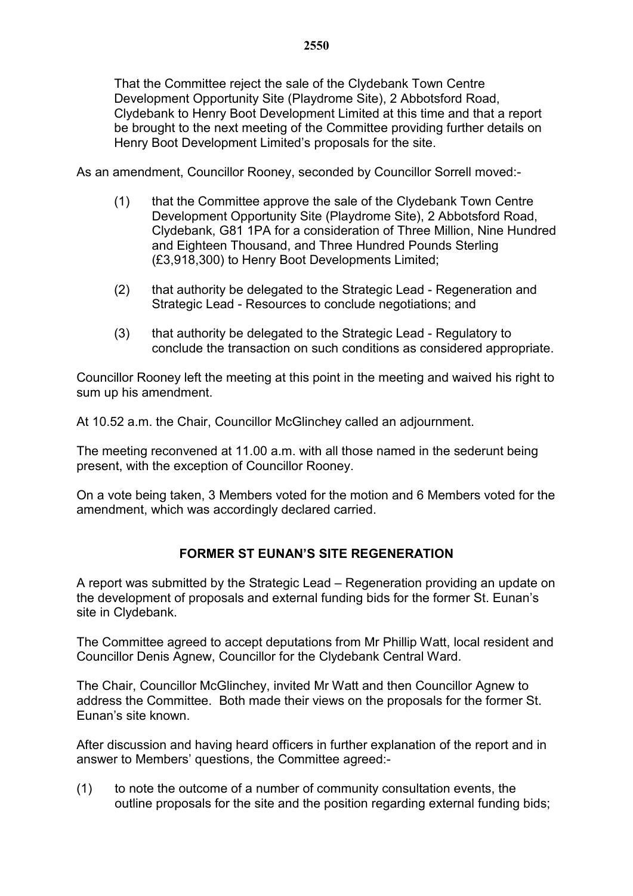That the Committee reject the sale of the Clydebank Town Centre Development Opportunity Site (Playdrome Site), 2 Abbotsford Road, Clydebank to Henry Boot Development Limited at this time and that a report be brought to the next meeting of the Committee providing further details on Henry Boot Development Limited's proposals for the site.

As an amendment, Councillor Rooney, seconded by Councillor Sorrell moved:-

(1) that the Committee approve the sale of the Clydebank Town Centre Development Opportunity Site (Playdrome Site), 2 Abbotsford Road, Clydebank, G81 1PA for a consideration of Three Million, Nine Hundred and Eighteen Thousand, and Three Hundred Pounds Sterling (£3,918,300) to Henry Boot Developments Limited;

(2) that authority be delegated to the Strategic Lead - Regeneration and Strategic Lead - Resources to conclude negotiations; and

(3) that authority be delegated to the Strategic Lead - Regulatory to conclude the transaction on such conditions as considered appropriate.

Councillor Rooney left the meeting at this point in the meeting and waived his right to sum up his amendment.

At 10.52 a.m. the Chair, Councillor McGlinchey called an adjournment.

The meeting reconvened at 11.00 a.m. with all those named in the sederunt being present, with the exception of Councillor Rooney.

On a vote being taken, 3 Members voted for the motion and 6 Members voted for the amendment, which was accordingly declared carried.

## FORMER ST EUNAN'S SITE REGENERATION

A report was submitted by the Strategic Lead – Regeneration providing an update on the development of proposals and external funding bids for the former St. Eunan's site in Clydebank.

The Committee agreed to accept deputations from Mr Phillip Watt, local resident and Councillor Denis Agnew, Councillor for the Clydebank Central Ward.

The Chair, Councillor McGlinchey, invited Mr Watt and then Councillor Agnew to address the Committee. Both made their views on the proposals for the former St. Eunan's site known.

After discussion and having heard officers in further explanation of the report and in answer to Members' questions, the Committee agreed:-

(1) to note the outcome of a number of community consultation events, the outline proposals for the site and the position regarding external funding bids;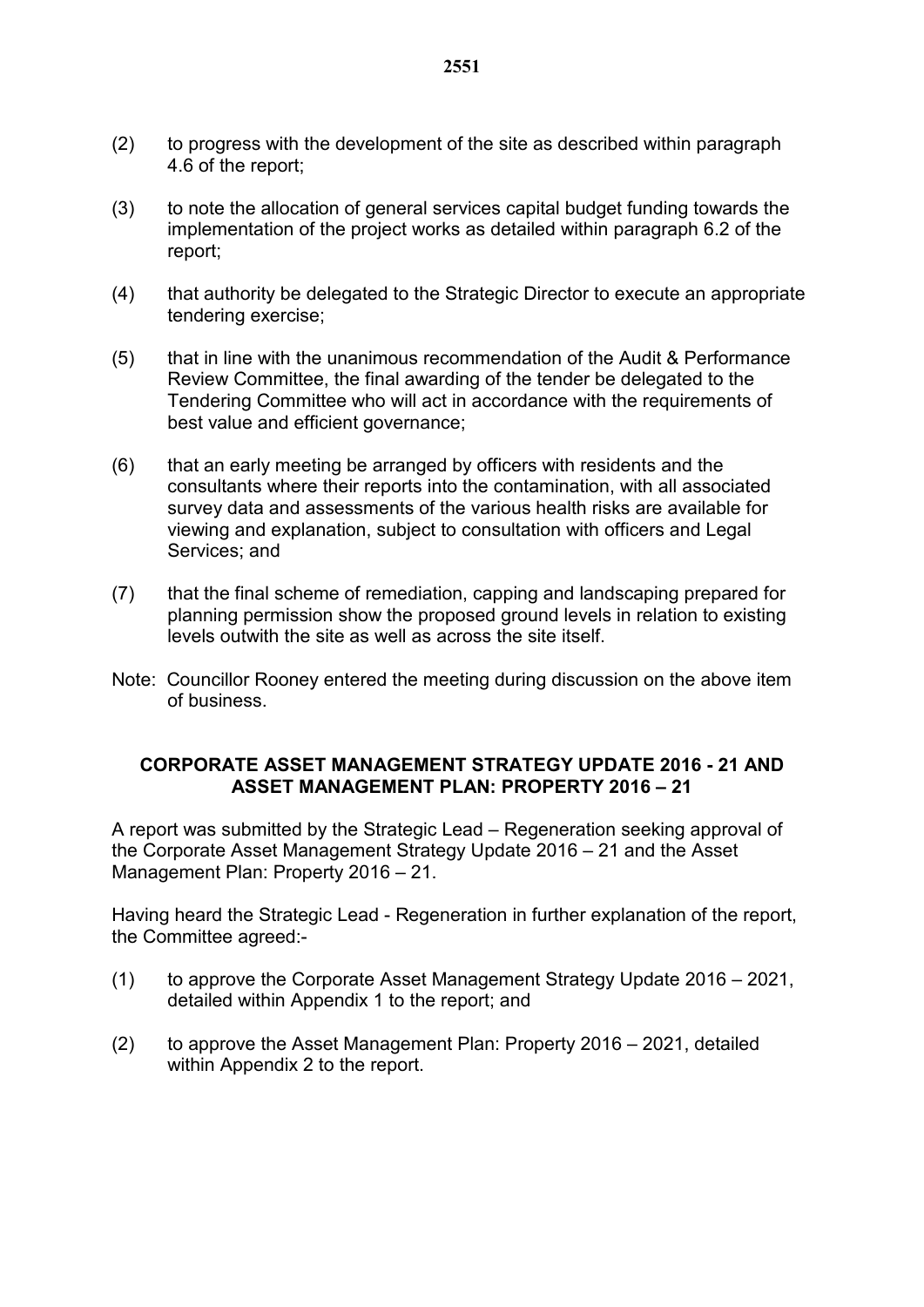(2) to progress with the development of the site as described within paragraph 4.6 of the report;

(3) to note the allocation of general services capital budget funding towards the implementation of the project works as detailed within paragraph 6.2 of the report;

(4) that authority be delegated to the Strategic Director to execute an appropriate tendering exercise;

(5) that in line with the unanimous recommendation of the Audit & Performance Review Committee, the final awarding of the tender be delegated to the Tendering Committee who will act in accordance with the requirements of best value and efficient governance;

(6) that an early meeting be arranged by officers with residents and the consultants where their reports into the contamination, with all associated survey data and assessments of the various health risks are available for viewing and explanation, subject to consultation with officers and Legal Services; and

(7) that the final scheme of remediation, capping and landscaping prepared for planning permission show the proposed ground levels in relation to existing levels outwith the site as well as across the site itself.

Note: Councillor Rooney entered the meeting during discussion on the above item of business.

## CORPORATE ASSET MANAGEMENT STRATEGY UPDATE 2016 - 21 AND ASSET MANAGEMENT PLAN: PROPERTY 2016 – 21

A report was submitted by the Strategic Lead – Regeneration seeking approval of the Corporate Asset Management Strategy Update 2016 – 21 and the Asset Management Plan: Property 2016 – 21.

Having heard the Strategic Lead - Regeneration in further explanation of the report, the Committee agreed:-

(1) to approve the Corporate Asset Management Strategy Update 2016 – 2021, detailed within Appendix 1 to the report; and

(2) to approve the Asset Management Plan: Property 2016 – 2021, detailed within Appendix 2 to the report.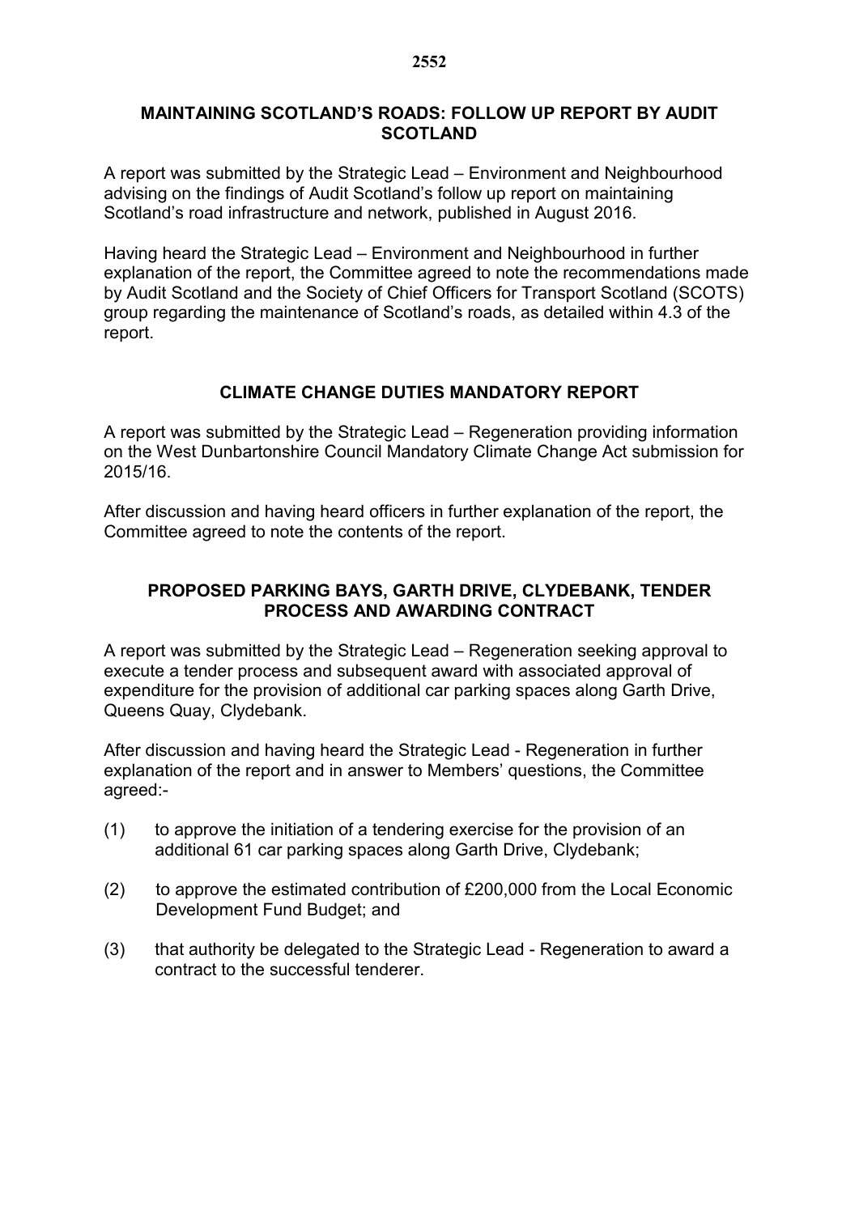## MAINTAINING SCOTLAND'S ROADS: FOLLOW UP REPORT BY AUDIT SCOTLAND

A report was submitted by the Strategic Lead – Environment and Neighbourhood advising on the findings of Audit Scotland's follow up report on maintaining Scotland's road infrastructure and network, published in August 2016.

Having heard the Strategic Lead – Environment and Neighbourhood in further explanation of the report, the Committee agreed to note the recommendations made by Audit Scotland and the Society of Chief Officers for Transport Scotland (SCOTS) group regarding the maintenance of Scotland's roads, as detailed within 4.3 of the report.

## CLIMATE CHANGE DUTIES MANDATORY REPORT

A report was submitted by the Strategic Lead – Regeneration providing information on the West Dunbartonshire Council Mandatory Climate Change Act submission for 2015/16.

After discussion and having heard officers in further explanation of the report, the Committee agreed to note the contents of the report.

## PROPOSED PARKING BAYS, GARTH DRIVE, CLYDEBANK, TENDER PROCESS AND AWARDING CONTRACT

A report was submitted by the Strategic Lead – Regeneration seeking approval to execute a tender process and subsequent award with associated approval of expenditure for the provision of additional car parking spaces along Garth Drive, Queens Quay, Clydebank.

After discussion and having heard the Strategic Lead - Regeneration in further explanation of the report and in answer to Members' questions, the Committee agreed:-

(1) to approve the initiation of a tendering exercise for the provision of an additional 61 car parking spaces along Garth Drive, Clydebank;

(2) to approve the estimated contribution of £200,000 from the Local Economic Development Fund Budget; and

(3) that authority be delegated to the Strategic Lead - Regeneration to award a contract to the successful tenderer.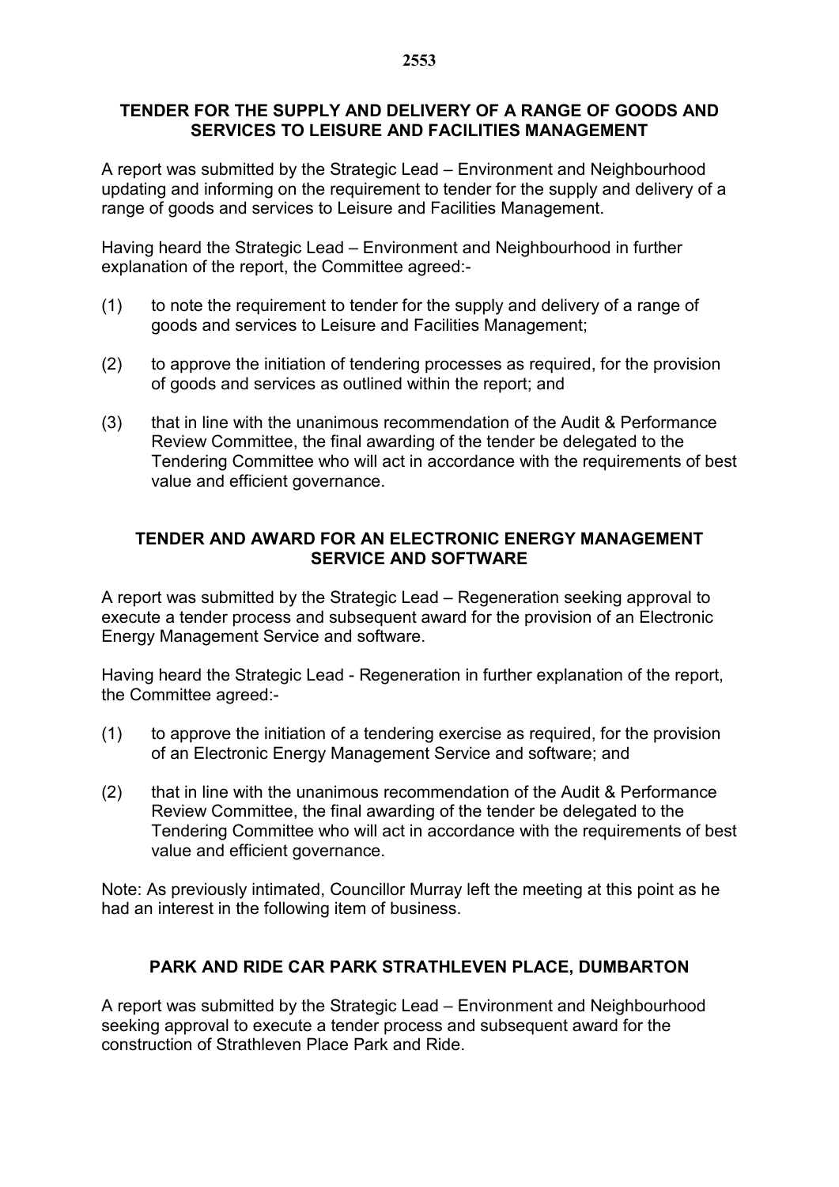## TENDER FOR THE SUPPLY AND DELIVERY OF A RANGE OF GOODS AND SERVICES TO LEISURE AND FACILITIES MANAGEMENT

A report was submitted by the Strategic Lead – Environment and Neighbourhood updating and informing on the requirement to tender for the supply and delivery of a range of goods and services to Leisure and Facilities Management.

Having heard the Strategic Lead – Environment and Neighbourhood in further explanation of the report, the Committee agreed:-

(1) to note the requirement to tender for the supply and delivery of a range of goods and services to Leisure and Facilities Management;

(2) to approve the initiation of tendering processes as required, for the provision of goods and services as outlined within the report; and

(3) that in line with the unanimous recommendation of the Audit & Performance Review Committee, the final awarding of the tender be delegated to the Tendering Committee who will act in accordance with the requirements of best value and efficient governance.

## TENDER AND AWARD FOR AN ELECTRONIC ENERGY MANAGEMENT SERVICE AND SOFTWARE

A report was submitted by the Strategic Lead – Regeneration seeking approval to execute a tender process and subsequent award for the provision of an Electronic Energy Management Service and software.

Having heard the Strategic Lead - Regeneration in further explanation of the report, the Committee agreed:-

(1) to approve the initiation of a tendering exercise as required, for the provision of an Electronic Energy Management Service and software; and

(2) that in line with the unanimous recommendation of the Audit & Performance Review Committee, the final awarding of the tender be delegated to the Tendering Committee who will act in accordance with the requirements of best value and efficient governance.

Note: As previously intimated, Councillor Murray left the meeting at this point as he had an interest in the following item of business.

## PARK AND RIDE CAR PARK STRATHLEVEN PLACE, DUMBARTON

A report was submitted by the Strategic Lead – Environment and Neighbourhood seeking approval to execute a tender process and subsequent award for the construction of Strathleven Place Park and Ride.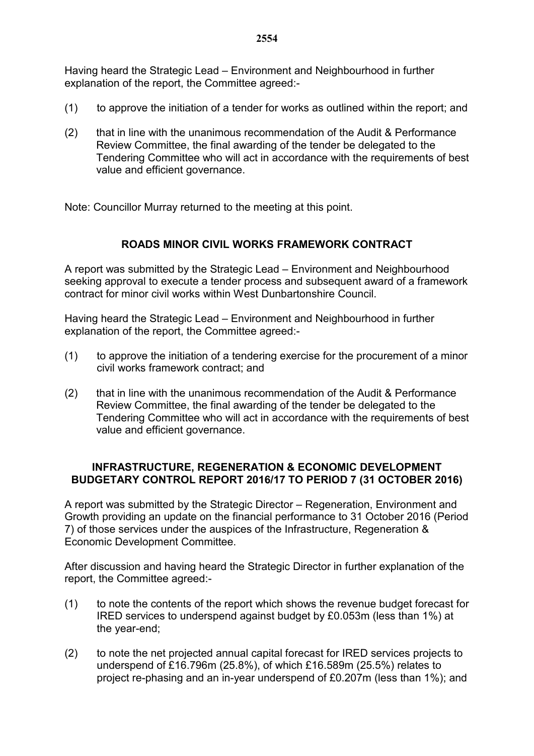Having heard the Strategic Lead – Environment and Neighbourhood in further explanation of the report, the Committee agreed:-

(1) to approve the initiation of a tender for works as outlined within the report; and

(2) that in line with the unanimous recommendation of the Audit & Performance Review Committee, the final awarding of the tender be delegated to the Tendering Committee who will act in accordance with the requirements of best value and efficient governance.

Note: Councillor Murray returned to the meeting at this point.

## ROADS MINOR CIVIL WORKS FRAMEWORK CONTRACT

A report was submitted by the Strategic Lead – Environment and Neighbourhood seeking approval to execute a tender process and subsequent award of a framework contract for minor civil works within West Dunbartonshire Council.

Having heard the Strategic Lead – Environment and Neighbourhood in further explanation of the report, the Committee agreed:-

(1) to approve the initiation of a tendering exercise for the procurement of a minor civil works framework contract; and

(2) that in line with the unanimous recommendation of the Audit & Performance Review Committee, the final awarding of the tender be delegated to the Tendering Committee who will act in accordance with the requirements of best value and efficient governance.

## INFRASTRUCTURE, REGENERATION & ECONOMIC DEVELOPMENT BUDGETARY CONTROL REPORT 2016/17 TO PERIOD 7 (31 OCTOBER 2016)

A report was submitted by the Strategic Director – Regeneration, Environment and Growth providing an update on the financial performance to 31 October 2016 (Period 7) of those services under the auspices of the Infrastructure, Regeneration & Economic Development Committee.

After discussion and having heard the Strategic Director in further explanation of the report, the Committee agreed:-

(1) to note the contents of the report which shows the revenue budget forecast for IRED services to underspend against budget by £0.053m (less than 1%) at the year-end;

(2) to note the net projected annual capital forecast for IRED services projects to underspend of £16.796m (25.8%), of which £16.589m (25.5%) relates to project re-phasing and an in-year underspend of £0.207m (less than 1%); and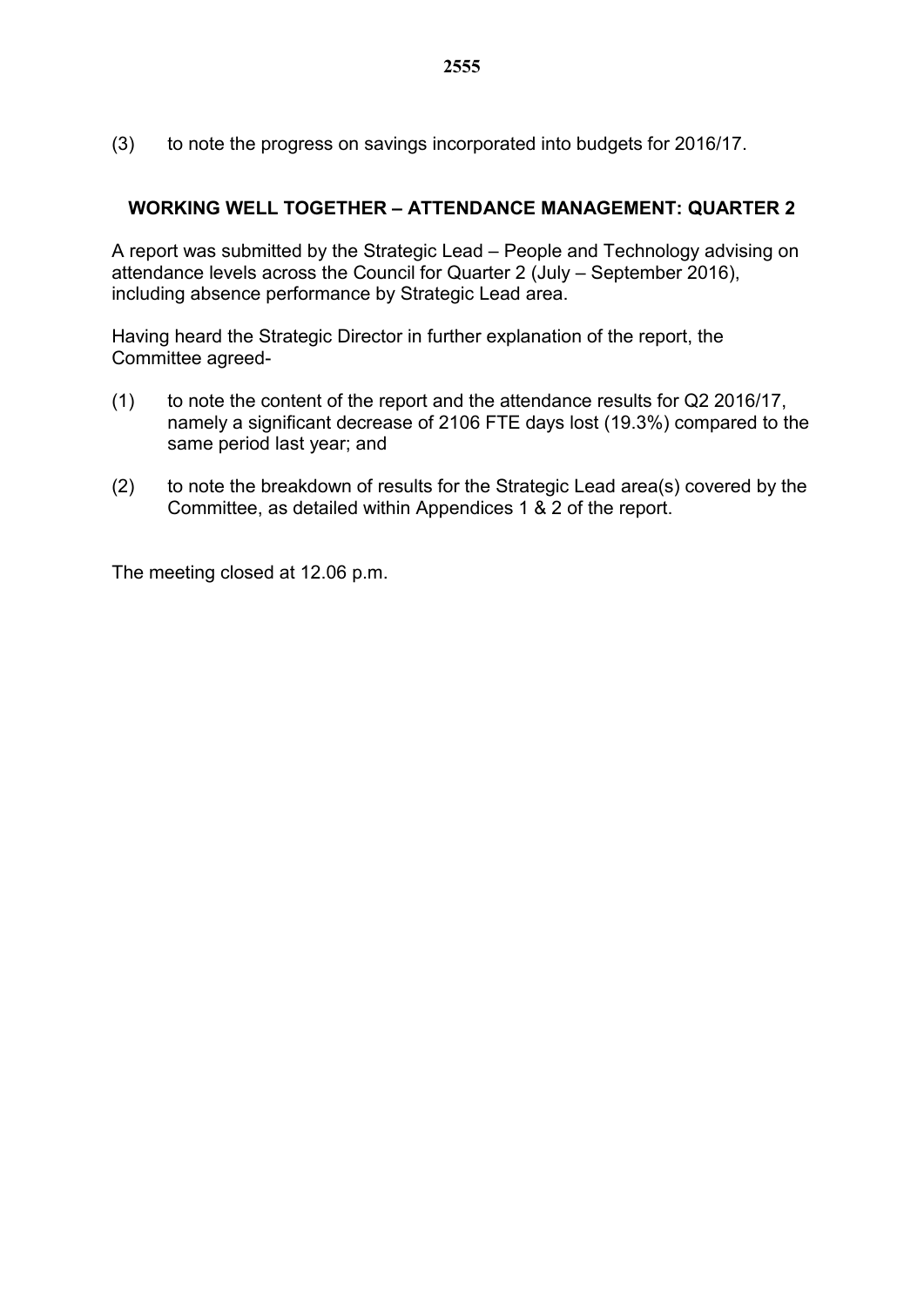(3) to note the progress on savings incorporated into budgets for 2016/17.

## WORKING WELL TOGETHER – ATTENDANCE MANAGEMENT: QUARTER 2

A report was submitted by the Strategic Lead – People and Technology advising on attendance levels across the Council for Quarter 2 (July – September 2016), including absence performance by Strategic Lead area.

Having heard the Strategic Director in further explanation of the report, the Committee agreed-

(1) to note the content of the report and the attendance results for Q2 2016/17, namely a significant decrease of 2106 FTE days lost (19.3%) compared to the same period last year; and

(2) to note the breakdown of results for the Strategic Lead area(s) covered by the Committee, as detailed within Appendices 1 & 2 of the report.

The meeting closed at 12.06 p.m.